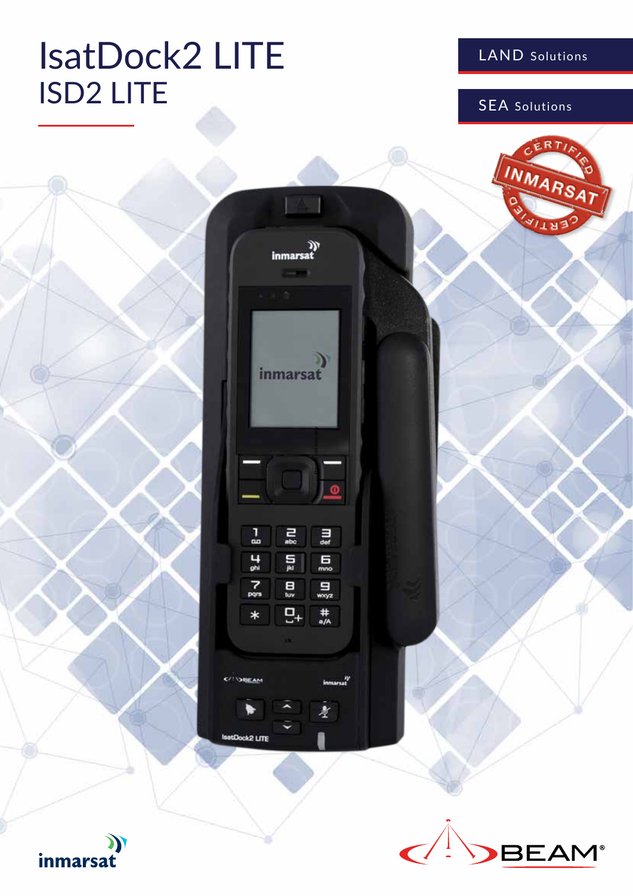# IsatDock2 LITE

## ISD2 LITE

LAND Solutions

SEA Solutions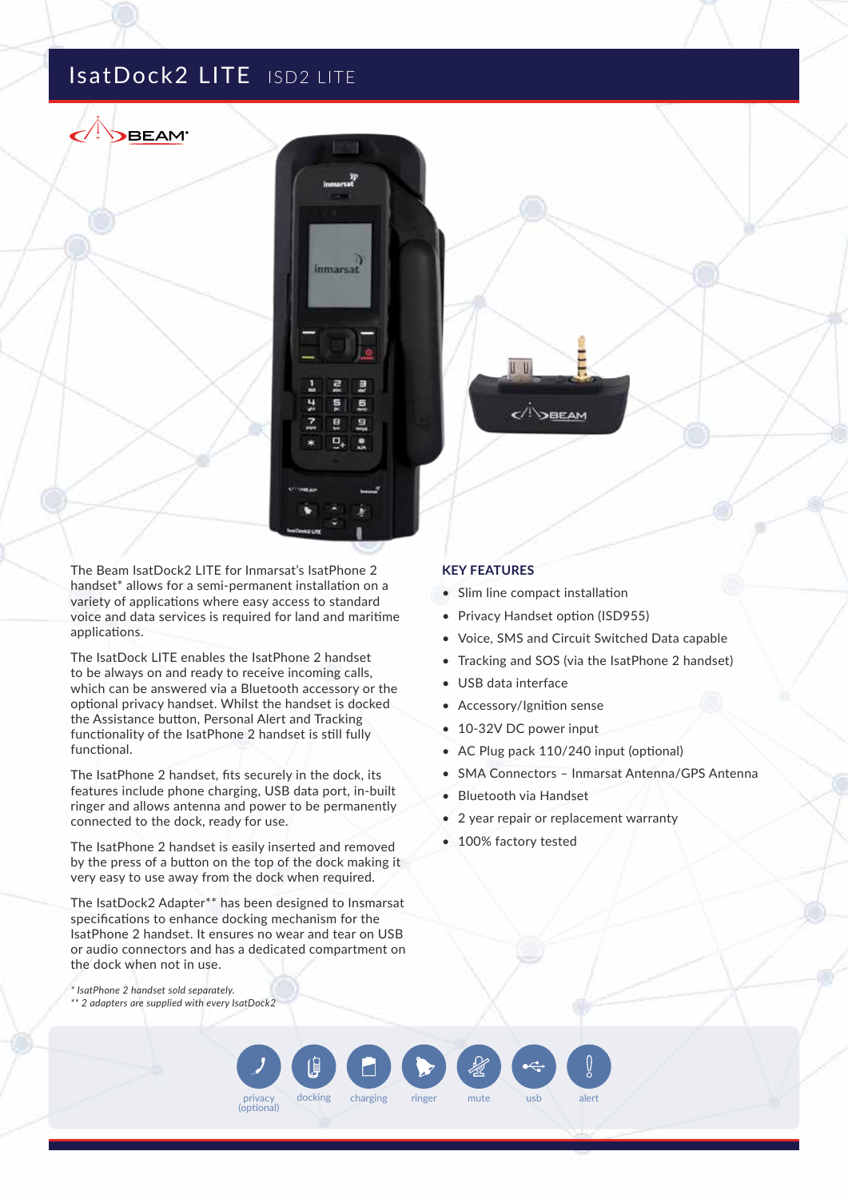# IsatDock2 LITE ISD2 LITE

The Beam IsatDock2 LITE for Inmarsat's IsatPhone 2 handset* allows for a semi-permanent installation on a variety of applications where easy access to standard voice and data services is required for land and maritime applications.

The IsatDock LITE enables the IsatPhone 2 handset to be always on and ready to receive incoming calls, which can be answered via a Bluetooth accessory or the optional privacy handset. Whilst the handset is docked the Assistance button, Personal Alert and Tracking functionality of the IsatPhone 2 handset is still fully functional.

The IsatPhone 2 handset, fits securely in the dock, its features include phone charging, USB data port, in-built ringer and allows antenna and power to be permanently connected to the dock, ready for use.

The IsatPhone 2 handset is easily inserted and removed by the press of a button on the top of the dock making it very easy to use away from the dock when required.

The IsatDock2 Adapter** has been designed to Insmarsat specifications to enhance docking mechanism for the IsatPhone 2 handset. It ensures no wear and tear on USB or audio connectors and has a dedicated compartment on the dock when not in use.

*\* IsatPhone 2 handset sold separately.*
*\*\* 2 adapters are supplied with every IsatDock2*

## KEY FEATURES

- Slim line compact installation
- Privacy Handset option (ISD955)
- Voice, SMS and Circuit Switched Data capable
- Tracking and SOS (via the IsatPhone 2 handset)
- USB data interface
- Accessory/Ignition sense
- 10-32V DC power input
- AC Plug pack 110/240 input (optional)
- SMA Connectors – Inmarsat Antenna/GPS Antenna
- Bluetooth via Handset
- 2 year repair or replacement warranty
- 100% factory tested

privacy (optional) | docking | charging | ringer | mute | usb | alert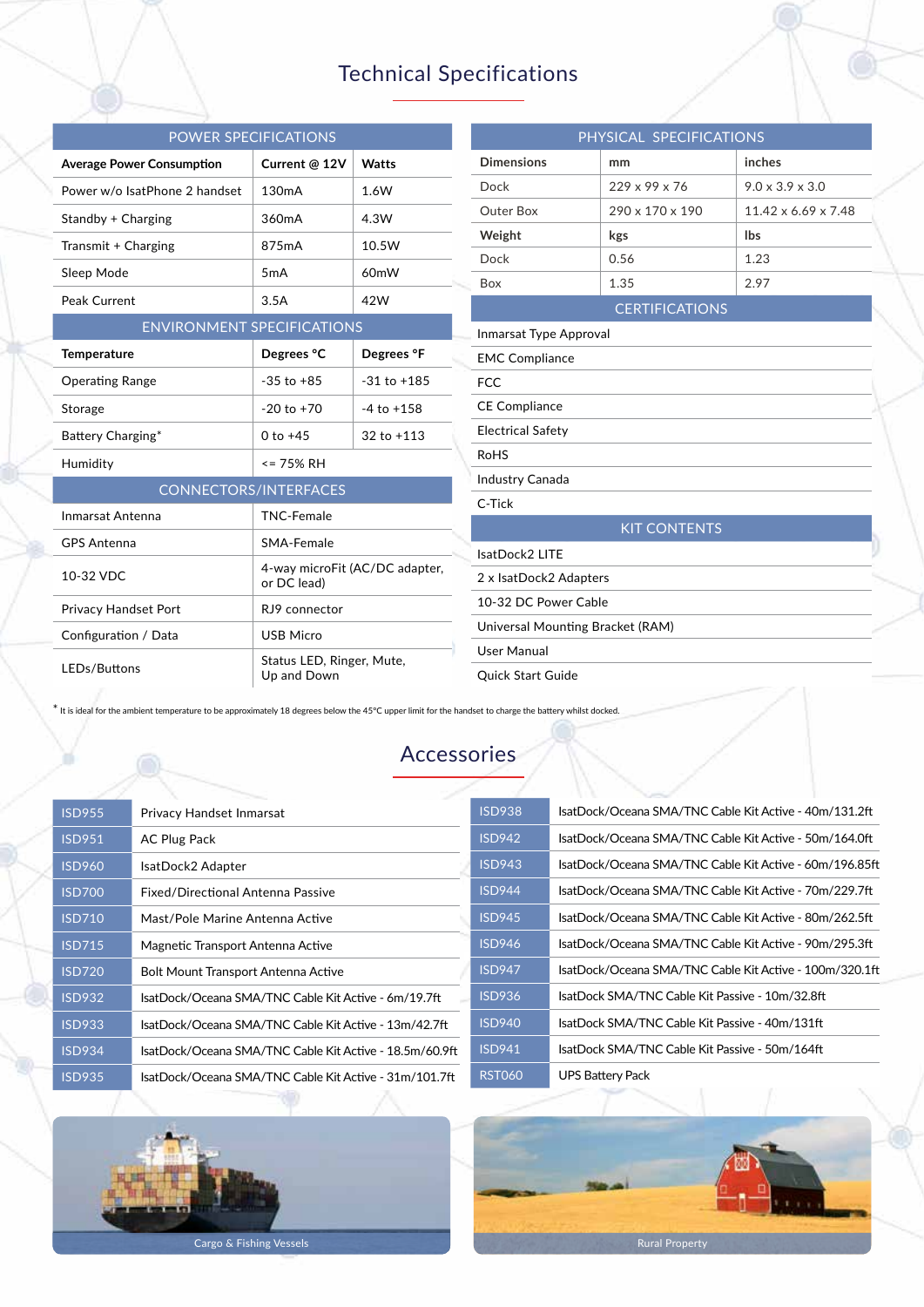# Technical Specifications

| POWER SPECIFICATIONS | | |
|---|---|---|
| **Average Power Consumption** | **Current @ 12V** | **Watts** |
| Power w/o IsatPhone 2 handset | 130mA | 1.6W |
| Standby + Charging | 360mA | 4.3W |
| Transmit + Charging | 875mA | 10.5W |
| Sleep Mode | 5mA | 60mW |
| Peak Current | 3.5A | 42W |

| ENVIRONMENT SPECIFICATIONS | | |
|---|---|---|
| **Temperature** | **Degrees °C** | **Degrees °F** |
| Operating Range | -35 to +85 | -31 to +185 |
| Storage | -20 to +70 | -4 to +158 |
| Battery Charging* | 0 to +45 | 32 to +113 |
| Humidity | <= 75% RH | |

| CONNECTORS/INTERFACES | |
|---|---|
| Inmarsat Antenna | TNC-Female |
| GPS Antenna | SMA-Female |
| 10-32 VDC | 4-way microFit (AC/DC adapter, or DC lead) |
| Privacy Handset Port | RJ9 connector |
| Configuration / Data | USB Micro |
| LEDs/Buttons | Status LED, Ringer, Mute, Up and Down |

| PHYSICAL SPECIFICATIONS | | |
|---|---|---|
| **Dimensions** | **mm** | **inches** |
| Dock | 229 x 99 x 76 | 9.0 x 3.9 x 3.0 |
| Outer Box | 290 x 170 x 190 | 11.42 x 6.69 x 7.48 |
| **Weight** | **kgs** | **lbs** |
| Dock | 0.56 | 1.23 |
| Box | 1.35 | 2.97 |

| CERTIFICATIONS |
|---|
| Inmarsat Type Approval |
| EMC Compliance |
| FCC |
| CE Compliance |
| Electrical Safety |
| RoHS |
| Industry Canada |
| C-Tick |

| KIT CONTENTS |
|---|
| IsatDock2 LITE |
| 2 x IsatDock2 Adapters |
| 10-32 DC Power Cable |
| Universal Mounting Bracket (RAM) |
| User Manual |
| Quick Start Guide |

* It is ideal for the ambient temperature to be approximately 18 degrees below the 45°C upper limit for the handset to charge the battery whilst docked.

# Accessories

| Code | Description |
|---|---|
| ISD955 | Privacy Handset Inmarsat |
| ISD951 | AC Plug Pack |
| ISD960 | IsatDock2 Adapter |
| ISD700 | Fixed/Directional Antenna Passive |
| ISD710 | Mast/Pole Marine Antenna Active |
| ISD715 | Magnetic Transport Antenna Active |
| ISD720 | Bolt Mount Transport Antenna Active |
| ISD932 | IsatDock/Oceana SMA/TNC Cable Kit Active - 6m/19.7ft |
| ISD933 | IsatDock/Oceana SMA/TNC Cable Kit Active - 13m/42.7ft |
| ISD934 | IsatDock/Oceana SMA/TNC Cable Kit Active - 18.5m/60.9ft |
| ISD935 | IsatDock/Oceana SMA/TNC Cable Kit Active - 31m/101.7ft |
| ISD938 | IsatDock/Oceana SMA/TNC Cable Kit Active - 40m/131.2ft |
| ISD942 | IsatDock/Oceana SMA/TNC Cable Kit Active - 50m/164.0ft |
| ISD943 | IsatDock/Oceana SMA/TNC Cable Kit Active - 60m/196.85ft |
| ISD944 | IsatDock/Oceana SMA/TNC Cable Kit Active - 70m/229.7ft |
| ISD945 | IsatDock/Oceana SMA/TNC Cable Kit Active - 80m/262.5ft |
| ISD946 | IsatDock/Oceana SMA/TNC Cable Kit Active - 90m/295.3ft |
| ISD947 | IsatDock/Oceana SMA/TNC Cable Kit Active - 100m/320.1ft |
| ISD936 | IsatDock SMA/TNC Cable Kit Passive - 10m/32.8ft |
| ISD940 | IsatDock SMA/TNC Cable Kit Passive - 40m/131ft |
| ISD941 | IsatDock SMA/TNC Cable Kit Passive - 50m/164ft |
| RST060 | UPS Battery Pack |

Cargo & Fishing Vessels

Rural Property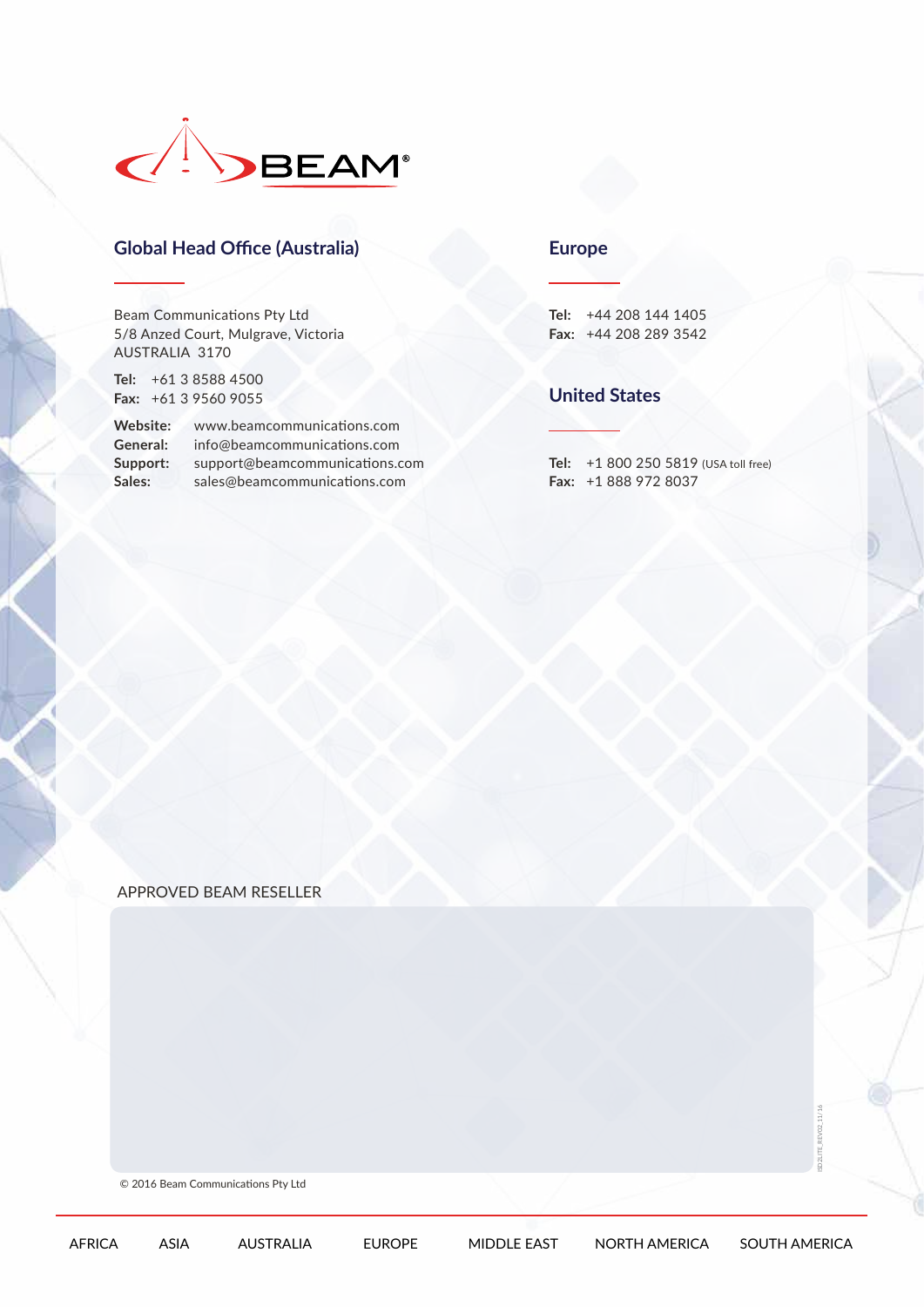## Global Head Office (Australia)

Beam Communications Pty Ltd
5/8 Anzed Court, Mulgrave, Victoria
AUSTRALIA 3170

**Tel:** +61 3 8588 4500
**Fax:** +61 3 9560 9055

**Website:** www.beamcommunications.com
**General:** info@beamcommunications.com
**Support:** support@beamcommunications.com
**Sales:** sales@beamcommunications.com

## Europe

**Tel:** +44 208 144 1405
**Fax:** +44 208 289 3542

## United States

**Tel:** +1 800 250 5819 (USA toll free)
**Fax:** +1 888 972 8037

APPROVED BEAM RESELLER

© 2016 Beam Communications Pty Ltd

AFRICA ASIA AUSTRALIA EUROPE MIDDLE EAST NORTH AMERICA SOUTH AMERICA